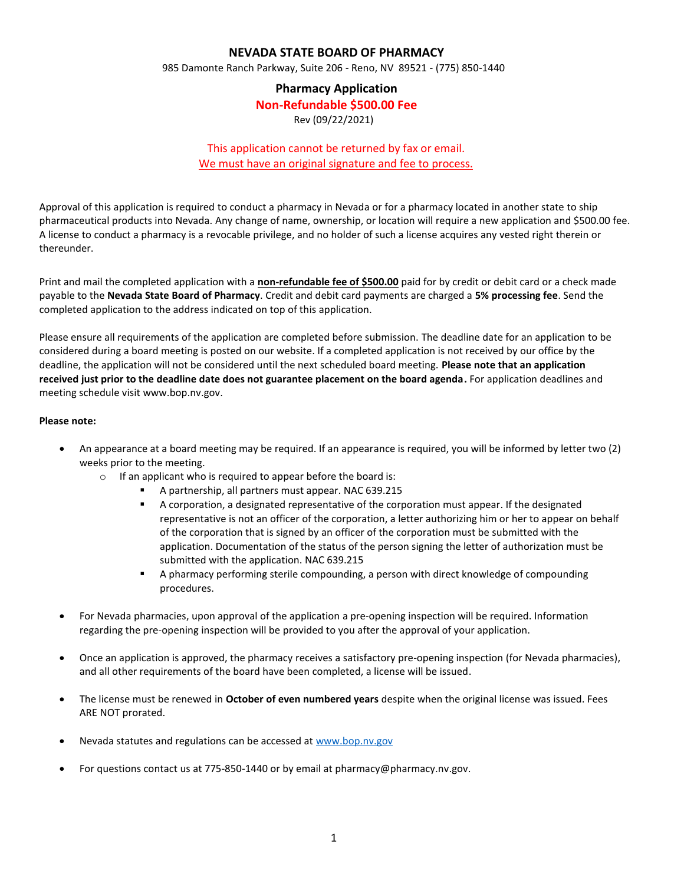# NEVADA STATE BOARD OF PHARMACY

985 Damonte Ranch Parkway, Suite 206 - Reno, NV 89521 - (775) 850-1440

## Pharmacy Application

**Non-Refundable $500.00 Fee**

Rev (09/22/2021)

This application cannot be returned by fax or email.
We must have an original signature and fee to process.

Approval of this application is required to conduct a pharmacy in Nevada or for a pharmacy located in another state to ship pharmaceutical products into Nevada. Any change of name, ownership, or location will require a new application and $500.00 fee. A license to conduct a pharmacy is a revocable privilege, and no holder of such a license acquires any vested right therein or thereunder.

Print and mail the completed application with a **non-refundable fee of $500.00** paid for by credit or debit card or a check made payable to the **Nevada State Board of Pharmacy**. Credit and debit card payments are charged a **5% processing fee**. Send the completed application to the address indicated on top of this application.

Please ensure all requirements of the application are completed before submission. The deadline date for an application to be considered during a board meeting is posted on our website. If a completed application is not received by our office by the deadline, the application will not be considered until the next scheduled board meeting. **Please note that an application received just prior to the deadline date does not guarantee placement on the board agenda.** For application deadlines and meeting schedule visit www.bop.nv.gov.

**Please note:**

- An appearance at a board meeting may be required. If an appearance is required, you will be informed by letter two (2) weeks prior to the meeting.
  - If an applicant who is required to appear before the board is:
    - A partnership, all partners must appear. NAC 639.215
    - A corporation, a designated representative of the corporation must appear. If the designated representative is not an officer of the corporation, a letter authorizing him or her to appear on behalf of the corporation that is signed by an officer of the corporation must be submitted with the application. Documentation of the status of the person signing the letter of authorization must be submitted with the application. NAC 639.215
    - A pharmacy performing sterile compounding, a person with direct knowledge of compounding procedures.

- For Nevada pharmacies, upon approval of the application a pre-opening inspection will be required. Information regarding the pre-opening inspection will be provided to you after the approval of your application.

- Once an application is approved, the pharmacy receives a satisfactory pre-opening inspection (for Nevada pharmacies), and all other requirements of the board have been completed, a license will be issued.

- The license must be renewed in **October of even numbered years** despite when the original license was issued. Fees ARE NOT prorated.

- Nevada statutes and regulations can be accessed at www.bop.nv.gov

- For questions contact us at 775-850-1440 or by email at pharmacy@pharmacy.nv.gov.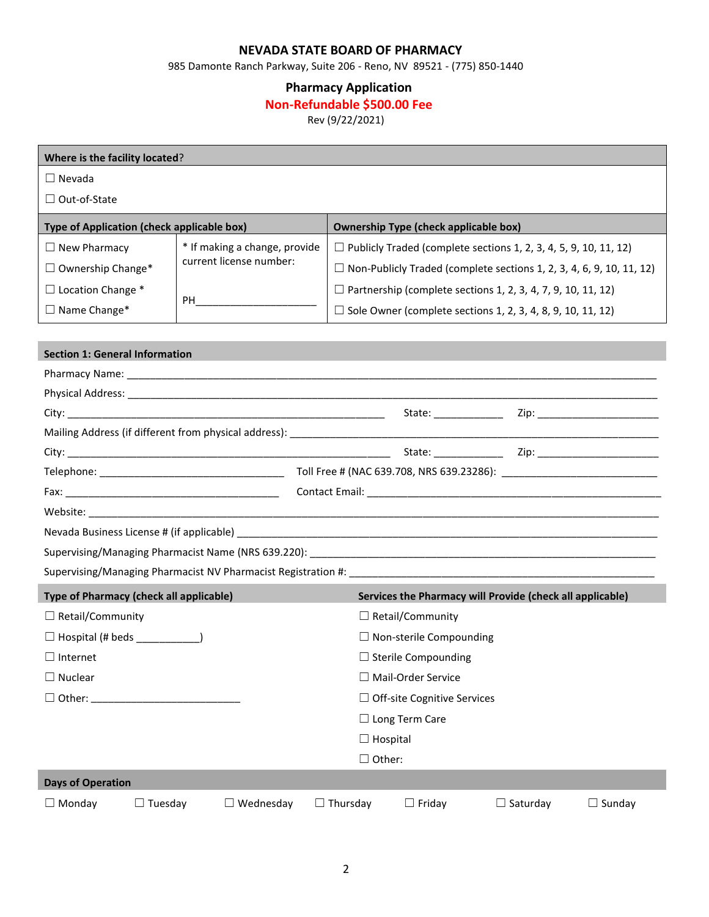# NEVADA STATE BOARD OF PHARMACY

985 Damonte Ranch Parkway, Suite 206 - Reno, NV 89521 - (775) 850-1440

## Pharmacy Application

**Non-Refundable $500.00 Fee**

Rev (9/22/2021)

| **Where is the facility located?** |
|---|
| ☐ Nevada |
| ☐ Out-of-State |

| **Type of Application (check applicable box)** | | **Ownership Type (check applicable box)** |
|---|---|---|
| ☐ New Pharmacy | * If making a change, provide current license number: | ☐ Publicly Traded (complete sections 1, 2, 3, 4, 5, 9, 10, 11, 12) |
| ☐ Ownership Change* | | ☐ Non-Publicly Traded (complete sections 1, 2, 3, 4, 6, 9, 10, 11, 12) |
| ☐ Location Change * | PH____________________ | ☐ Partnership (complete sections 1, 2, 3, 4, 7, 9, 10, 11, 12) |
| ☐ Name Change* | | ☐ Sole Owner (complete sections 1, 2, 3, 4, 8, 9, 10, 11, 12) |

### Section 1: General Information

Pharmacy Name: ____________________________________________

Physical Address: ____________________________________________

City: ______________________ State: ____________ Zip: ____________

Mailing Address (if different from physical address): ______________________

City: ______________________ State: ____________ Zip: ____________

Telephone: ____________________ Toll Free # (NAC 639.708, NRS 639.23286): ____________________

Fax: ____________________ Contact Email: ____________________

Website: ____________________________________________

Nevada Business License # (if applicable) ______________________

Supervising/Managing Pharmacist Name (NRS 639.220): ______________________

Supervising/Managing Pharmacist NV Pharmacist Registration #: ______________________

| **Type of Pharmacy (check all applicable)** | **Services the Pharmacy will Provide (check all applicable)** |
|---|---|
| ☐ Retail/Community | ☐ Retail/Community |
| ☐ Hospital (# beds ___________) | ☐ Non-sterile Compounding |
| ☐ Internet | ☐ Sterile Compounding |
| ☐ Nuclear | ☐ Mail-Order Service |
| ☐ Other: ________________________ | ☐ Off-site Cognitive Services |
| | ☐ Long Term Care |
| | ☐ Hospital |
| | ☐ Other: |

**Days of Operation**

☐ Monday ☐ Tuesday ☐ Wednesday ☐ Thursday ☐ Friday ☐ Saturday ☐ Sunday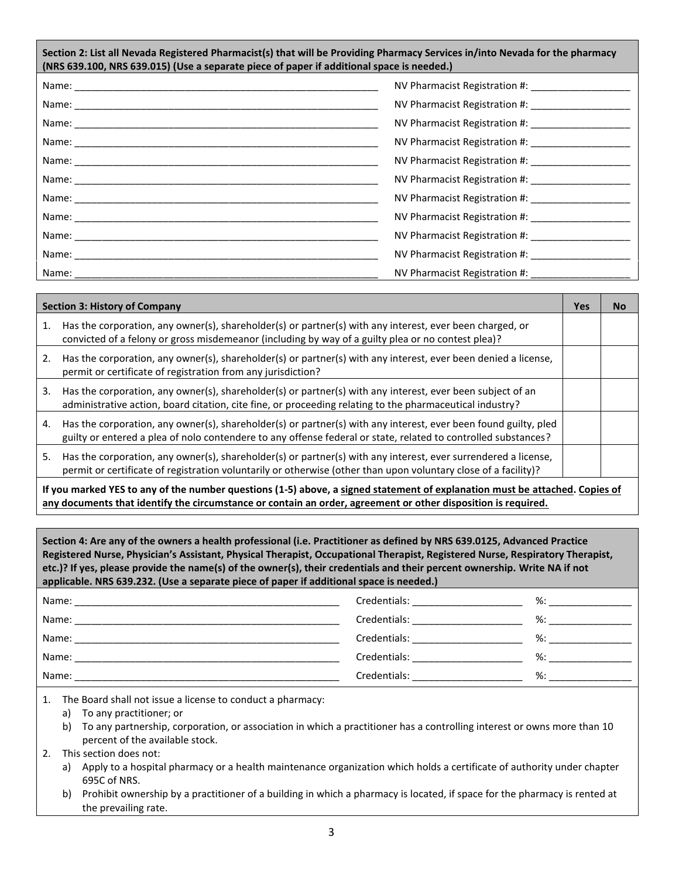**Section 2: List all Nevada Registered Pharmacist(s) that will be Providing Pharmacy Services in/into Nevada for the pharmacy (NRS 639.100, NRS 639.015) (Use a separate piece of paper if additional space is needed.)**

Name: ____________________________________________ NV Pharmacist Registration #: __________________

Name: ____________________________________________ NV Pharmacist Registration #: __________________

Name: ____________________________________________ NV Pharmacist Registration #: __________________

Name: ____________________________________________ NV Pharmacist Registration #: __________________

Name: ____________________________________________ NV Pharmacist Registration #: __________________

Name: ____________________________________________ NV Pharmacist Registration #: __________________

Name: ____________________________________________ NV Pharmacist Registration #: __________________

Name: ____________________________________________ NV Pharmacist Registration #: __________________

Name: ____________________________________________ NV Pharmacist Registration #: __________________

Name: ____________________________________________ NV Pharmacist Registration #: __________________

Name: ____________________________________________ NV Pharmacist Registration #: __________________

| Section 3: History of Company | Yes | No |
|---|---|---|
| 1. Has the corporation, any owner(s), shareholder(s) or partner(s) with any interest, ever been charged, or convicted of a felony or gross misdemeanor (including by way of a guilty plea or no contest plea)? | | |
| 2. Has the corporation, any owner(s), shareholder(s) or partner(s) with any interest, ever been denied a license, permit or certificate of registration from any jurisdiction? | | |
| 3. Has the corporation, any owner(s), shareholder(s) or partner(s) with any interest, ever been subject of an administrative action, board citation, cite fine, or proceeding relating to the pharmaceutical industry? | | |
| 4. Has the corporation, any owner(s), shareholder(s) or partner(s) with any interest, ever been found guilty, pled guilty or entered a plea of nolo contendere to any offense federal or state, related to controlled substances? | | |
| 5. Has the corporation, any owner(s), shareholder(s) or partner(s) with any interest, ever surrendered a license, permit or certificate of registration voluntarily or otherwise (other than upon voluntary close of a facility)? | | |

**If you marked YES to any of the number questions (1-5) above, a signed statement of explanation must be attached. Copies of any documents that identify the circumstance or contain an order, agreement or other disposition is required.**

**Section 4: Are any of the owners a health professional (i.e. Practitioner as defined by NRS 639.0125, Advanced Practice Registered Nurse, Physician's Assistant, Physical Therapist, Occupational Therapist, Registered Nurse, Respiratory Therapist, etc.)? If yes, please provide the name(s) of the owner(s), their credentials and their percent ownership. Write NA if not applicable. NRS 639.232. (Use a separate piece of paper if additional space is needed.)**

Name: ______________________________________ Credentials: ____________________ %: _______________

Name: ______________________________________ Credentials: ____________________ %: _______________

Name: ______________________________________ Credentials: ____________________ %: _______________

Name: ______________________________________ Credentials: ____________________ %: _______________

Name: ______________________________________ Credentials: ____________________ %: _______________

1. The Board shall not issue a license to conduct a pharmacy:
   a) To any practitioner; or
   b) To any partnership, corporation, or association in which a practitioner has a controlling interest or owns more than 10 percent of the available stock.
2. This section does not:
   a) Apply to a hospital pharmacy or a health maintenance organization which holds a certificate of authority under chapter 695C of NRS.
   b) Prohibit ownership by a practitioner of a building in which a pharmacy is located, if space for the pharmacy is rented at the prevailing rate.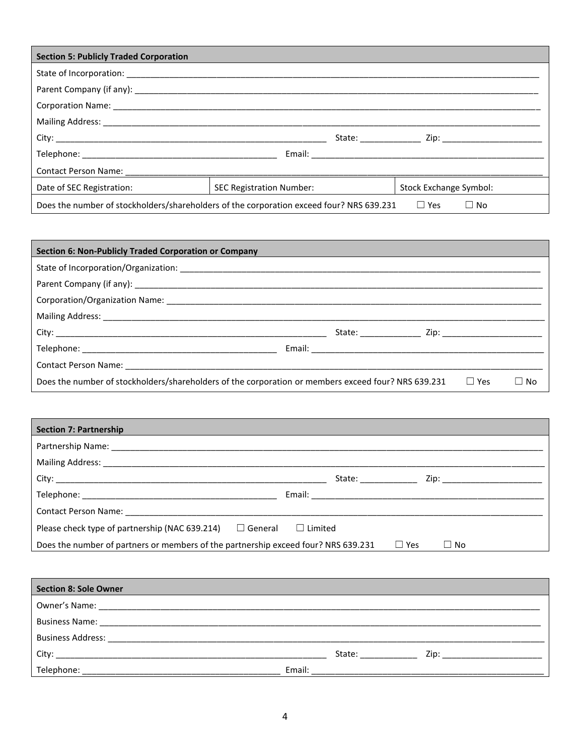## Section 5: Publicly Traded Corporation

State of Incorporation: \_\_\_\_\_\_\_\_\_\_\_\_\_\_\_\_\_\_\_\_\_\_\_\_\_\_\_\_\_\_\_\_\_\_\_\_\_\_\_\_

Parent Company (if any): \_\_\_\_\_\_\_\_\_\_\_\_\_\_\_\_\_\_\_\_\_\_\_\_\_\_\_\_\_\_\_\_\_\_\_\_\_\_\_\_

Corporation Name: \_\_\_\_\_\_\_\_\_\_\_\_\_\_\_\_\_\_\_\_\_\_\_\_\_\_\_\_\_\_\_\_\_\_\_\_\_\_\_\_

Mailing Address: \_\_\_\_\_\_\_\_\_\_\_\_\_\_\_\_\_\_\_\_\_\_\_\_\_\_\_\_\_\_\_\_\_\_\_\_\_\_\_\_

City: \_\_\_\_\_\_\_\_\_\_\_\_\_\_\_\_\_\_\_\_ State: \_\_\_\_\_\_\_\_ Zip: \_\_\_\_\_\_\_\_\_\_

Telephone: \_\_\_\_\_\_\_\_\_\_\_\_\_\_\_\_\_\_\_\_ Email: \_\_\_\_\_\_\_\_\_\_\_\_\_\_\_\_\_\_\_\_

Contact Person Name: \_\_\_\_\_\_\_\_\_\_\_\_\_\_\_\_\_\_\_\_\_\_\_\_\_\_\_\_\_\_\_\_\_\_\_\_\_\_\_\_

| Date of SEC Registration: | SEC Registration Number: | Stock Exchange Symbol: |
|---|---|---|

Does the number of stockholders/shareholders of the corporation exceed four? NRS 639.231 ☐ Yes ☐ No

## Section 6: Non-Publicly Traded Corporation or Company

State of Incorporation/Organization: \_\_\_\_\_\_\_\_\_\_\_\_\_\_\_\_\_\_\_\_\_\_\_\_\_\_\_\_\_\_\_\_\_\_\_\_\_\_\_\_

Parent Company (if any): \_\_\_\_\_\_\_\_\_\_\_\_\_\_\_\_\_\_\_\_\_\_\_\_\_\_\_\_\_\_\_\_\_\_\_\_\_\_\_\_

Corporation/Organization Name: \_\_\_\_\_\_\_\_\_\_\_\_\_\_\_\_\_\_\_\_\_\_\_\_\_\_\_\_\_\_\_\_\_\_\_\_\_\_\_\_

Mailing Address: \_\_\_\_\_\_\_\_\_\_\_\_\_\_\_\_\_\_\_\_\_\_\_\_\_\_\_\_\_\_\_\_\_\_\_\_\_\_\_\_

City: \_\_\_\_\_\_\_\_\_\_\_\_\_\_\_\_\_\_\_\_ State: \_\_\_\_\_\_\_\_ Zip: \_\_\_\_\_\_\_\_\_\_

Telephone: \_\_\_\_\_\_\_\_\_\_\_\_\_\_\_\_\_\_\_\_ Email: \_\_\_\_\_\_\_\_\_\_\_\_\_\_\_\_\_\_\_\_

Contact Person Name: \_\_\_\_\_\_\_\_\_\_\_\_\_\_\_\_\_\_\_\_\_\_\_\_\_\_\_\_\_\_\_\_\_\_\_\_\_\_\_\_

Does the number of stockholders/shareholders of the corporation or members exceed four? NRS 639.231 ☐ Yes ☐ No

## Section 7: Partnership

Partnership Name: \_\_\_\_\_\_\_\_\_\_\_\_\_\_\_\_\_\_\_\_\_\_\_\_\_\_\_\_\_\_\_\_\_\_\_\_\_\_\_\_

Mailing Address: \_\_\_\_\_\_\_\_\_\_\_\_\_\_\_\_\_\_\_\_\_\_\_\_\_\_\_\_\_\_\_\_\_\_\_\_\_\_\_\_

City: \_\_\_\_\_\_\_\_\_\_\_\_\_\_\_\_\_\_\_\_ State: \_\_\_\_\_\_\_\_ Zip: \_\_\_\_\_\_\_\_\_\_

Telephone: \_\_\_\_\_\_\_\_\_\_\_\_\_\_\_\_\_\_\_\_ Email: \_\_\_\_\_\_\_\_\_\_\_\_\_\_\_\_\_\_\_\_

Contact Person Name: \_\_\_\_\_\_\_\_\_\_\_\_\_\_\_\_\_\_\_\_\_\_\_\_\_\_\_\_\_\_\_\_\_\_\_\_\_\_\_\_

Please check type of partnership (NAC 639.214) ☐ General ☐ Limited

Does the number of partners or members of the partnership exceed four? NRS 639.231 ☐ Yes ☐ No

## Section 8: Sole Owner

Owner's Name: \_\_\_\_\_\_\_\_\_\_\_\_\_\_\_\_\_\_\_\_\_\_\_\_\_\_\_\_\_\_\_\_\_\_\_\_\_\_\_\_

Business Name: \_\_\_\_\_\_\_\_\_\_\_\_\_\_\_\_\_\_\_\_\_\_\_\_\_\_\_\_\_\_\_\_\_\_\_\_\_\_\_\_

Business Address: \_\_\_\_\_\_\_\_\_\_\_\_\_\_\_\_\_\_\_\_\_\_\_\_\_\_\_\_\_\_\_\_\_\_\_\_\_\_\_\_

City: \_\_\_\_\_\_\_\_\_\_\_\_\_\_\_\_\_\_\_\_ State: \_\_\_\_\_\_\_\_ Zip: \_\_\_\_\_\_\_\_\_\_

Telephone: \_\_\_\_\_\_\_\_\_\_\_\_\_\_\_\_\_\_\_\_ Email: \_\_\_\_\_\_\_\_\_\_\_\_\_\_\_\_\_\_\_\_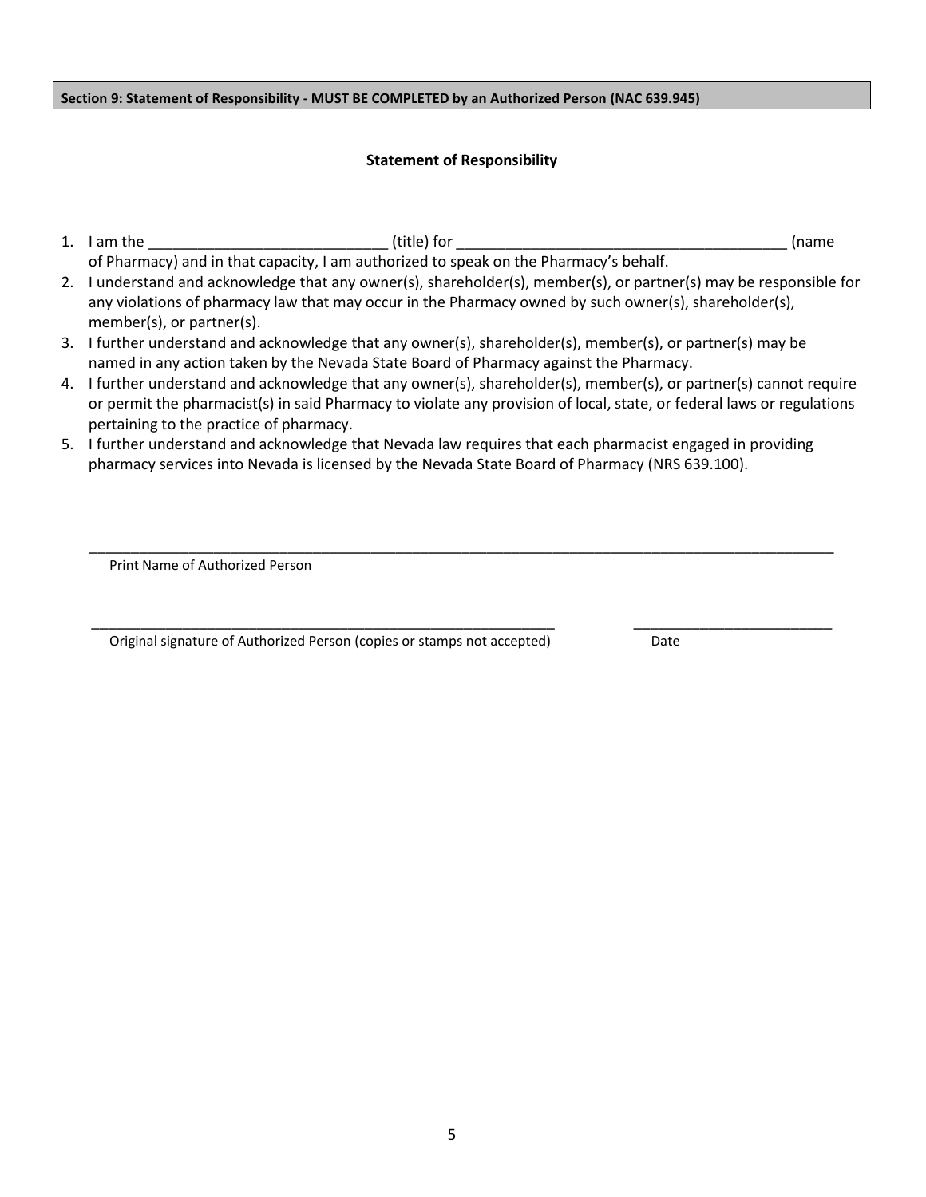**Section 9: Statement of Responsibility - MUST BE COMPLETED by an Authorized Person (NAC 639.945)**

**Statement of Responsibility**

1. I am the _____________________________ (title) for ________________________________________ (name of Pharmacy) and in that capacity, I am authorized to speak on the Pharmacy's behalf.
2. I understand and acknowledge that any owner(s), shareholder(s), member(s), or partner(s) may be responsible for any violations of pharmacy law that may occur in the Pharmacy owned by such owner(s), shareholder(s), member(s), or partner(s).
3. I further understand and acknowledge that any owner(s), shareholder(s), member(s), or partner(s) may be named in any action taken by the Nevada State Board of Pharmacy against the Pharmacy.
4. I further understand and acknowledge that any owner(s), shareholder(s), member(s), or partner(s) cannot require or permit the pharmacist(s) in said Pharmacy to violate any provision of local, state, or federal laws or regulations pertaining to the practice of pharmacy.
5. I further understand and acknowledge that Nevada law requires that each pharmacist engaged in providing pharmacy services into Nevada is licensed by the Nevada State Board of Pharmacy (NRS 639.100).

_______________________________________________________________________________________________

Print Name of Authorized Person

_____________________________________________________________ _________________________

Original signature of Authorized Person (copies or stamps not accepted) Date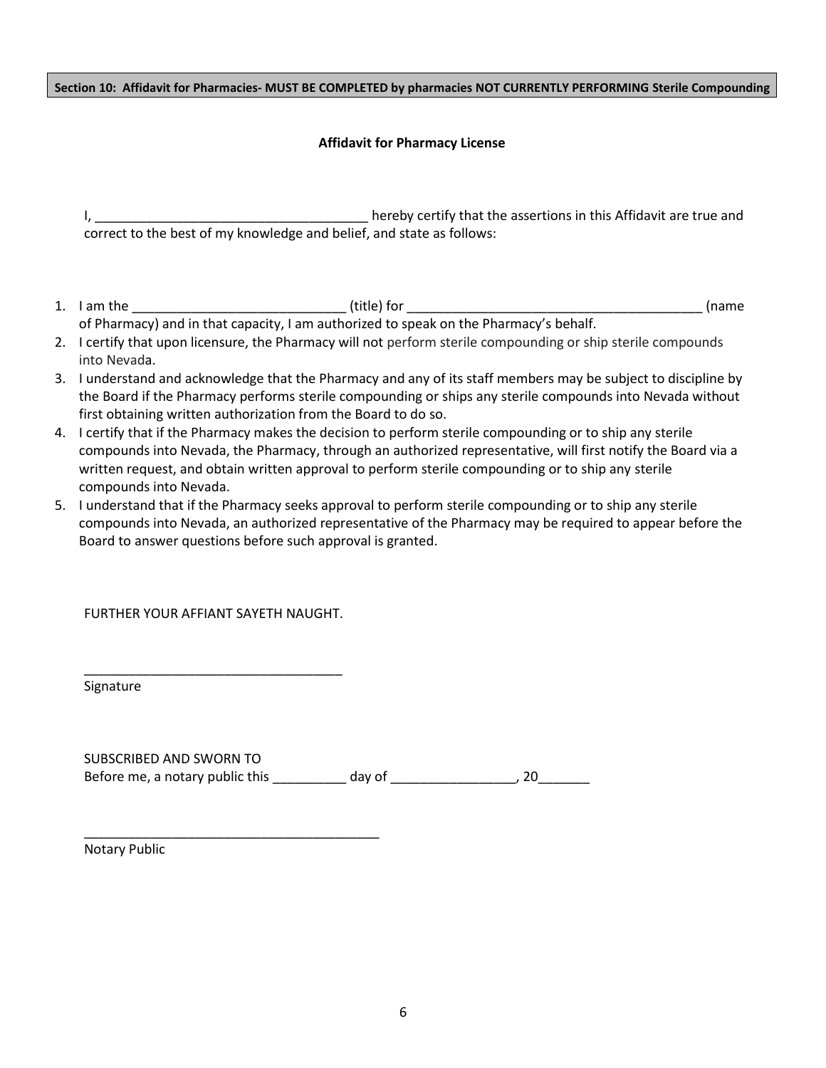**Section 10: Affidavit for Pharmacies- MUST BE COMPLETED by pharmacies NOT CURRENTLY PERFORMING Sterile Compounding**

**Affidavit for Pharmacy License**

I, _____________________________________ hereby certify that the assertions in this Affidavit are true and correct to the best of my knowledge and belief, and state as follows:

1. I am the _____________________________ (title) for _________________________________________ (name of Pharmacy) and in that capacity, I am authorized to speak on the Pharmacy's behalf.
2. I certify that upon licensure, the Pharmacy will not perform sterile compounding or ship sterile compounds into Nevada.
3. I understand and acknowledge that the Pharmacy and any of its staff members may be subject to discipline by the Board if the Pharmacy performs sterile compounding or ships any sterile compounds into Nevada without first obtaining written authorization from the Board to do so.
4. I certify that if the Pharmacy makes the decision to perform sterile compounding or to ship any sterile compounds into Nevada, the Pharmacy, through an authorized representative, will first notify the Board via a written request, and obtain written approval to perform sterile compounding or to ship any sterile compounds into Nevada.
5. I understand that if the Pharmacy seeks approval to perform sterile compounding or to ship any sterile compounds into Nevada, an authorized representative of the Pharmacy may be required to appear before the Board to answer questions before such approval is granted.

FURTHER YOUR AFFIANT SAYETH NAUGHT.

___________________________________
Signature

SUBSCRIBED AND SWORN TO
Before me, a notary public this __________ day of _________________, 20_______

________________________________________
Notary Public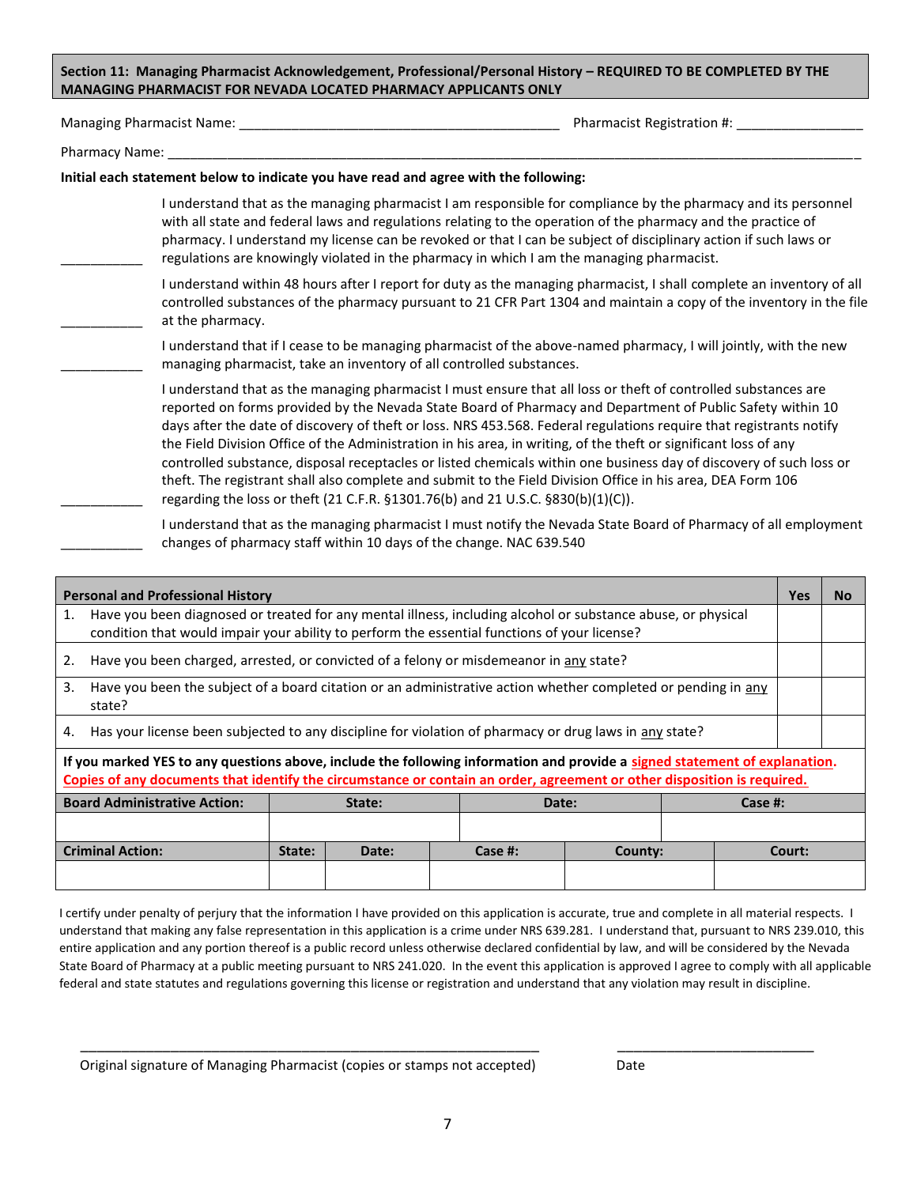**Section 11: Managing Pharmacist Acknowledgement, Professional/Personal History – REQUIRED TO BE COMPLETED BY THE MANAGING PHARMACIST FOR NEVADA LOCATED PHARMACY APPLICANTS ONLY**

Managing Pharmacist Name: ___________________________________________ Pharmacist Registration #: _________________

Pharmacy Name: ___________________________________________________________________________________________

**Initial each statement below to indicate you have read and agree with the following:**

___________ I understand that as the managing pharmacist I am responsible for compliance by the pharmacy and its personnel with all state and federal laws and regulations relating to the operation of the pharmacy and the practice of pharmacy. I understand my license can be revoked or that I can be subject of disciplinary action if such laws or regulations are knowingly violated in the pharmacy in which I am the managing pharmacist.

___________ I understand within 48 hours after I report for duty as the managing pharmacist, I shall complete an inventory of all controlled substances of the pharmacy pursuant to 21 CFR Part 1304 and maintain a copy of the inventory in the file at the pharmacy.

___________ I understand that if I cease to be managing pharmacist of the above-named pharmacy, I will jointly, with the new managing pharmacist, take an inventory of all controlled substances.

___________ I understand that as the managing pharmacist I must ensure that all loss or theft of controlled substances are reported on forms provided by the Nevada State Board of Pharmacy and Department of Public Safety within 10 days after the date of discovery of theft or loss. NRS 453.568. Federal regulations require that registrants notify the Field Division Office of the Administration in his area, in writing, of the theft or significant loss of any controlled substance, disposal receptacles or listed chemicals within one business day of discovery of such loss or theft. The registrant shall also complete and submit to the Field Division Office in his area, DEA Form 106 regarding the loss or theft (21 C.F.R. §1301.76(b) and 21 U.S.C. §830(b)(1)(C)).

___________ I understand that as the managing pharmacist I must notify the Nevada State Board of Pharmacy of all employment changes of pharmacy staff within 10 days of the change. NAC 639.540

| Personal and Professional History | Yes | No |
|---|---|---|
| 1. Have you been diagnosed or treated for any mental illness, including alcohol or substance abuse, or physical condition that would impair your ability to perform the essential functions of your license? | | |
| 2. Have you been charged, arrested, or convicted of a felony or misdemeanor in any state? | | |
| 3. Have you been the subject of a board citation or an administrative action whether completed or pending in any state? | | |
| 4. Has your license been subjected to any discipline for violation of pharmacy or drug laws in any state? | | |

**If you marked YES to any questions above, include the following information and provide a signed statement of explanation. Copies of any documents that identify the circumstance or contain an order, agreement or other disposition is required.**

| Board Administrative Action: | State: | Date: | Case #: |
|---|---|---|---|
| | | | |

| Criminal Action: | State: | Date: | Case #: | County: | Court: |
|---|---|---|---|---|---|
| | | | | | |

I certify under penalty of perjury that the information I have provided on this application is accurate, true and complete in all material respects. I understand that making any false representation in this application is a crime under NRS 639.281. I understand that, pursuant to NRS 239.010, this entire application and any portion thereof is a public record unless otherwise declared confidential by law, and will be considered by the Nevada State Board of Pharmacy at a public meeting pursuant to NRS 241.020. In the event this application is approved I agree to comply with all applicable federal and state statutes and regulations governing this license or registration and understand that any violation may result in discipline.

_____________________________________________________________ __________________________

Original signature of Managing Pharmacist (copies or stamps not accepted) Date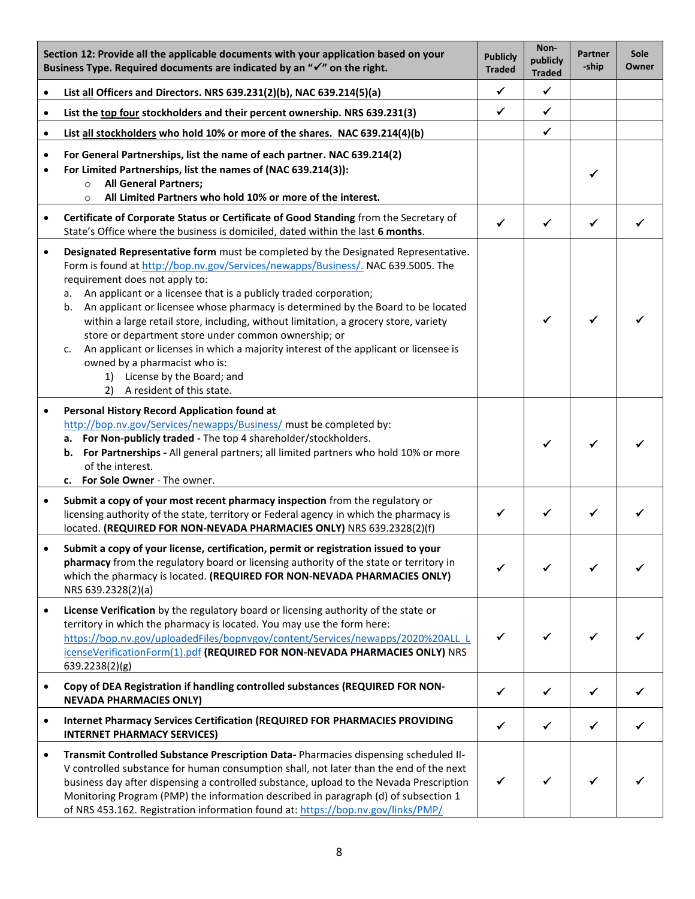| **Section 12: Provide all the applicable documents with your application based on your Business Type. Required documents are indicated by an "✓" on the right.** | **Publicly Traded** | **Non-publicly Traded** | **Partner-ship** | **Sole Owner** |
|---|---|---|---|---|
| • **List all Officers and Directors. NRS 639.231(2)(b), NAC 639.214(5)(a)** | ✓ | ✓ | | |
| • **List the top four stockholders and their percent ownership. NRS 639.231(3)** | ✓ | ✓ | | |
| • **List all stockholders who hold 10% or more of the shares. NAC 639.214(4)(b)** | | ✓ | | |
| • **For General Partnerships, list the name of each partner. NAC 639.214(2)**<br>• **For Limited Partnerships, list the names of (NAC 639.214(3)):**<br>  ○ **All General Partners;**<br>  ○ **All Limited Partners who hold 10% or more of the interest.** | | | ✓ | |
| • **Certificate of Corporate Status or Certificate of Good Standing** from the Secretary of State's Office where the business is domiciled, dated within the last **6 months**. | ✓ | ✓ | ✓ | ✓ |
| • **Designated Representative form** must be completed by the Designated Representative. Form is found at http://bop.nv.gov/Services/newapps/Business/. NAC 639.5005. The requirement does not apply to:<br>a. An applicant or a licensee that is a publicly traded corporation;<br>b. An applicant or licensee whose pharmacy is determined by the Board to be located within a large retail store, including, without limitation, a grocery store, variety store or department store under common ownership; or<br>c. An applicant or licenses in which a majority interest of the applicant or licensee is owned by a pharmacist who is:<br>  1) License by the Board; and<br>  2) A resident of this state. | | ✓ | ✓ | ✓ |
| • **Personal History Record Application found at** http://bop.nv.gov/Services/newapps/Business/ must be completed by:<br>**a. For Non-publicly traded -** The top 4 shareholder/stockholders.<br>**b. For Partnerships -** All general partners; all limited partners who hold 10% or more of the interest.<br>**c. For Sole Owner** - The owner. | | ✓ | ✓ | ✓ |
| • **Submit a copy of your most recent pharmacy inspection** from the regulatory or licensing authority of the state, territory or Federal agency in which the pharmacy is located. **(REQUIRED FOR NON-NEVADA PHARMACIES ONLY)** NRS 639.2328(2)(f) | ✓ | ✓ | ✓ | ✓ |
| • **Submit a copy of your license, certification, permit or registration issued to your pharmacy** from the regulatory board or licensing authority of the state or territory in which the pharmacy is located. **(REQUIRED FOR NON-NEVADA PHARMACIES ONLY)** NRS 639.2328(2)(a) | ✓ | ✓ | ✓ | ✓ |
| • **License Verification** by the regulatory board or licensing authority of the state or territory in which the pharmacy is located. You may use the form here: https://bop.nv.gov/uploadedFiles/bopnvgov/content/Services/newapps/2020%20ALL_LicenseVerificationForm(1).pdf **(REQUIRED FOR NON-NEVADA PHARMACIES ONLY)** NRS 639.2238(2)(g) | ✓ | ✓ | ✓ | ✓ |
| • **Copy of DEA Registration if handling controlled substances (REQUIRED FOR NON-NEVADA PHARMACIES ONLY)** | ✓ | ✓ | ✓ | ✓ |
| • **Internet Pharmacy Services Certification (REQUIRED FOR PHARMACIES PROVIDING INTERNET PHARMACY SERVICES)** | ✓ | ✓ | ✓ | ✓ |
| • **Transmit Controlled Substance Prescription Data-** Pharmacies dispensing scheduled II-V controlled substance for human consumption shall, not later than the end of the next business day after dispensing a controlled substance, upload to the Nevada Prescription Monitoring Program (PMP) the information described in paragraph (d) of subsection 1 of NRS 453.162. Registration information found at: https://bop.nv.gov/links/PMP/ | ✓ | ✓ | ✓ | ✓ |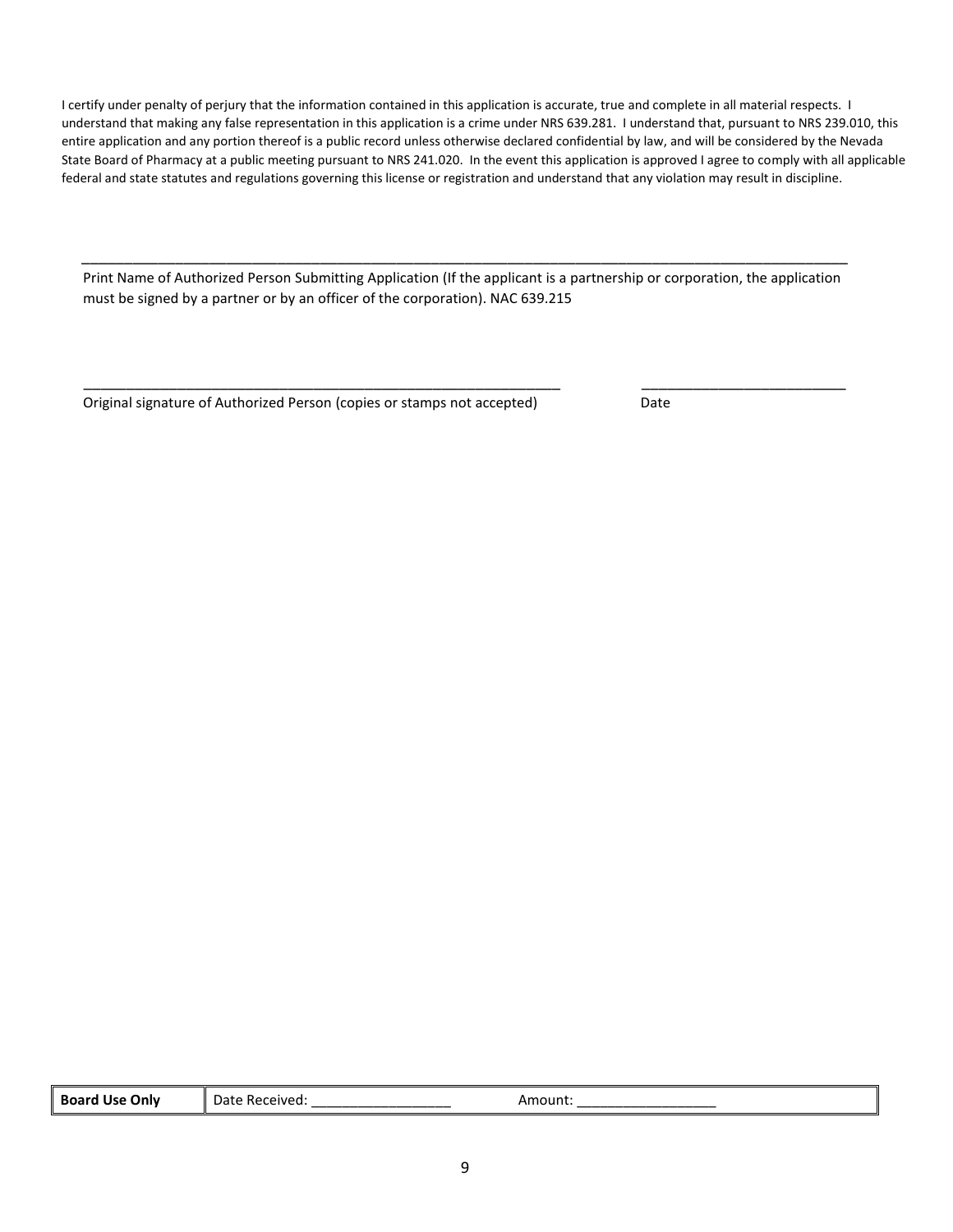I certify under penalty of perjury that the information contained in this application is accurate, true and complete in all material respects. I understand that making any false representation in this application is a crime under NRS 639.281. I understand that, pursuant to NRS 239.010, this entire application and any portion thereof is a public record unless otherwise declared confidential by law, and will be considered by the Nevada State Board of Pharmacy at a public meeting pursuant to NRS 241.020. In the event this application is approved I agree to comply with all applicable federal and state statutes and regulations governing this license or registration and understand that any violation may result in discipline.

_____________________________________________________________________________________________

Print Name of Authorized Person Submitting Application (If the applicant is a partnership or corporation, the application must be signed by a partner or by an officer of the corporation). NAC 639.215

_____________________________________________________________ __________________________

Original signature of Authorized Person (copies or stamps not accepted) Date

| | | |
|---|---|---|
| **Board Use Only** | Date Received: _________________ | Amount: _________________ |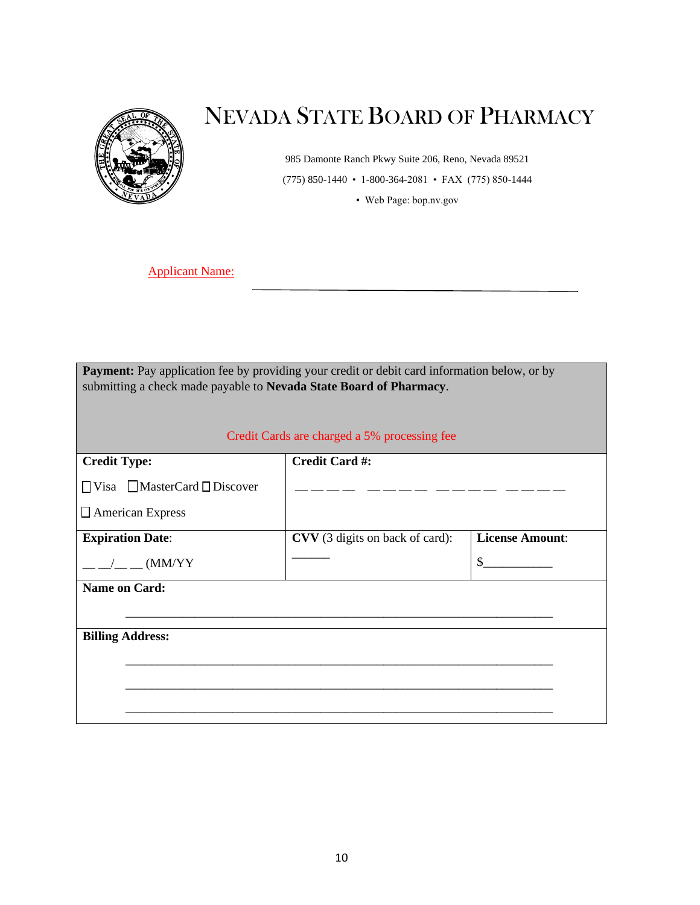# NEVADA STATE BOARD OF PHARMACY

985 Damonte Ranch Pkwy Suite 206, Reno, Nevada 89521

(775) 850-1440 • 1-800-364-2081 • FAX (775) 850-1444

• Web Page: bop.nv.gov

Applicant Name: ______________________________________________

**Payment:** Pay application fee by providing your credit or debit card information below, or by submitting a check made payable to **Nevada State Board of Pharmacy**.

Credit Cards are charged a 5% processing fee

| | | |
|---|---|---|
| **Credit Type:**<br>☐ Visa ☐ MasterCard ☐ Discover<br>☐ American Express | **Credit Card #:**<br>_ _ _ _ _ _ _ _ _ _ _ _ _ _ _ _ | |
| **Expiration Date:**<br>_ _/_ _ (MM/YY | **CVV** (3 digits on back of card):<br>______ | **License Amount:**<br>$__________ |
| **Name on Card:**<br>______________________________________________ | | |
| **Billing Address:**<br>______________________________________________<br>______________________________________________<br>______________________________________________ | | |